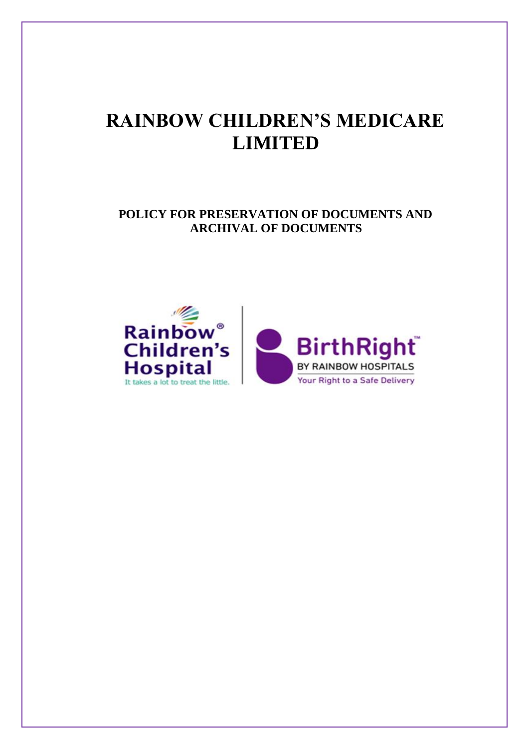# RAINBOW CHILDREN'S MEDICARE LIMITED

## POLICY FOR PRESERVATION OF DOCUMENTS AND ARCHIVAL OF DOCUMENTS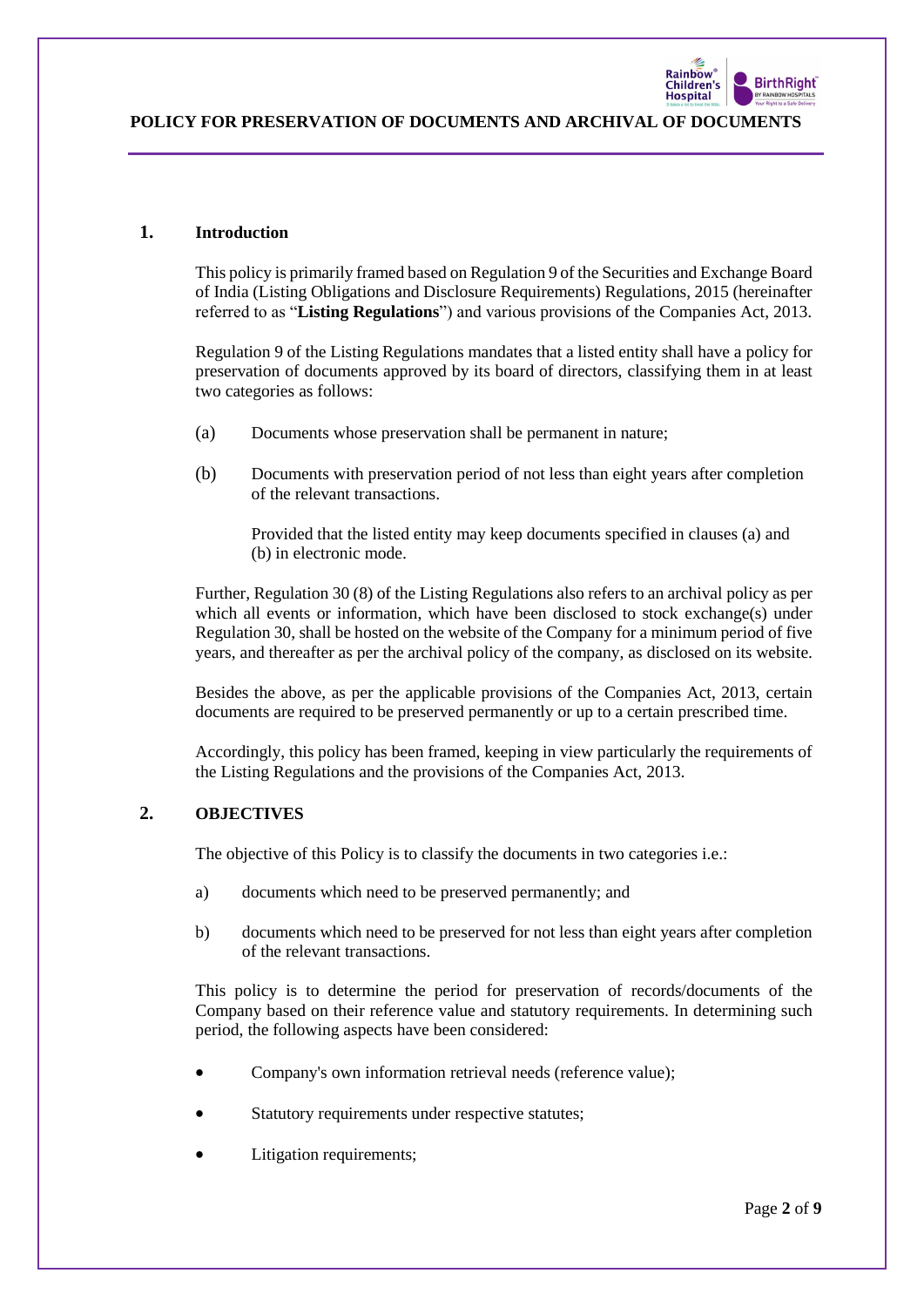# POLICY FOR PRESERVATION OF DOCUMENTS AND ARCHIVAL OF DOCUMENTS

## 1. Introduction

This policy is primarily framed based on Regulation 9 of the Securities and Exchange Board of India (Listing Obligations and Disclosure Requirements) Regulations, 2015 (hereinafter referred to as "**Listing Regulations**") and various provisions of the Companies Act, 2013.

Regulation 9 of the Listing Regulations mandates that a listed entity shall have a policy for preservation of documents approved by its board of directors, classifying them in at least two categories as follows:

(a) Documents whose preservation shall be permanent in nature;

(b) Documents with preservation period of not less than eight years after completion of the relevant transactions.

Provided that the listed entity may keep documents specified in clauses (a) and (b) in electronic mode.

Further, Regulation 30 (8) of the Listing Regulations also refers to an archival policy as per which all events or information, which have been disclosed to stock exchange(s) under Regulation 30, shall be hosted on the website of the Company for a minimum period of five years, and thereafter as per the archival policy of the company, as disclosed on its website.

Besides the above, as per the applicable provisions of the Companies Act, 2013, certain documents are required to be preserved permanently or up to a certain prescribed time.

Accordingly, this policy has been framed, keeping in view particularly the requirements of the Listing Regulations and the provisions of the Companies Act, 2013.

## 2. OBJECTIVES

The objective of this Policy is to classify the documents in two categories i.e.:

a) documents which need to be preserved permanently; and

b) documents which need to be preserved for not less than eight years after completion of the relevant transactions.

This policy is to determine the period for preservation of records/documents of the Company based on their reference value and statutory requirements. In determining such period, the following aspects have been considered:

- Company's own information retrieval needs (reference value);
- Statutory requirements under respective statutes;
- Litigation requirements;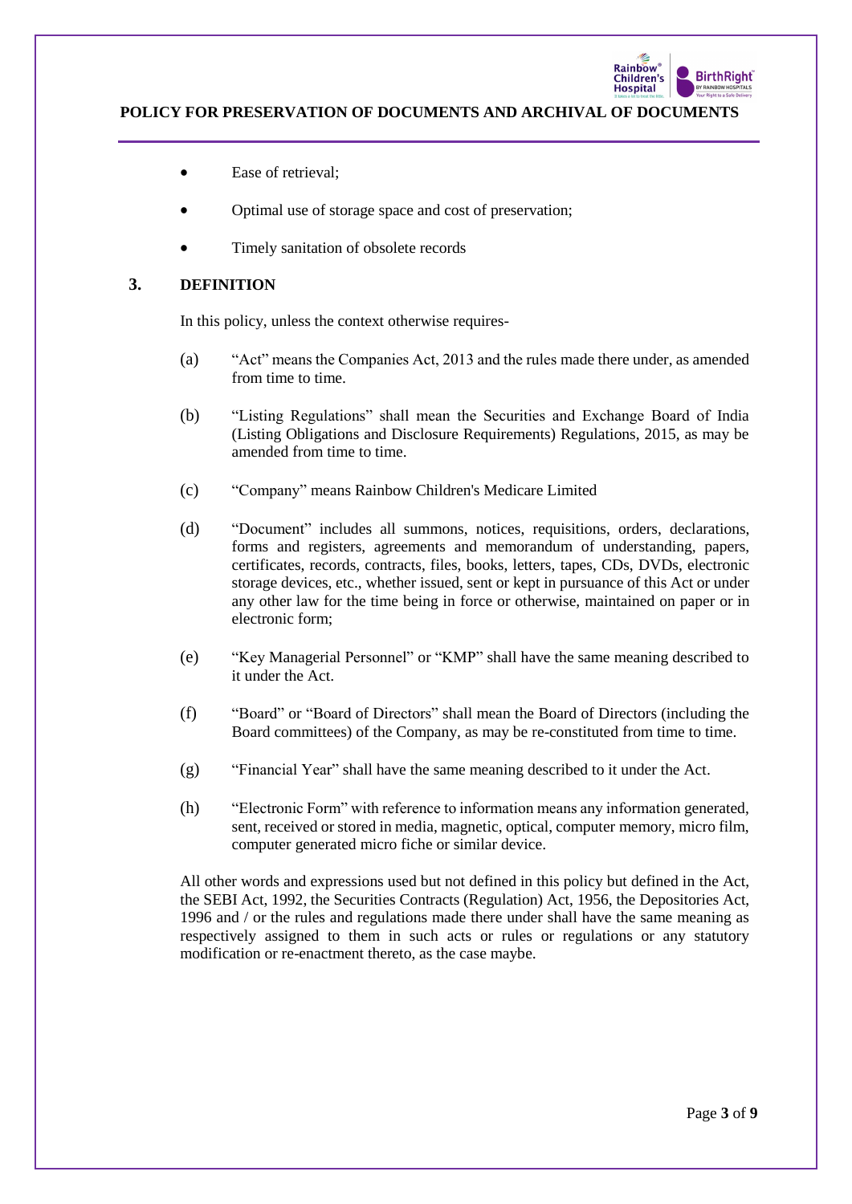- Ease of retrieval;
- Optimal use of storage space and cost of preservation;
- Timely sanitation of obsolete records

## 3. DEFINITION

In this policy, unless the context otherwise requires-

(a) "Act" means the Companies Act, 2013 and the rules made there under, as amended from time to time.

(b) "Listing Regulations" shall mean the Securities and Exchange Board of India (Listing Obligations and Disclosure Requirements) Regulations, 2015, as may be amended from time to time.

(c) "Company" means Rainbow Children's Medicare Limited

(d) "Document" includes all summons, notices, requisitions, orders, declarations, forms and registers, agreements and memorandum of understanding, papers, certificates, records, contracts, files, books, letters, tapes, CDs, DVDs, electronic storage devices, etc., whether issued, sent or kept in pursuance of this Act or under any other law for the time being in force or otherwise, maintained on paper or in electronic form;

(e) "Key Managerial Personnel" or "KMP" shall have the same meaning described to it under the Act.

(f) "Board" or "Board of Directors" shall mean the Board of Directors (including the Board committees) of the Company, as may be re-constituted from time to time.

(g) "Financial Year" shall have the same meaning described to it under the Act.

(h) "Electronic Form" with reference to information means any information generated, sent, received or stored in media, magnetic, optical, computer memory, micro film, computer generated micro fiche or similar device.

All other words and expressions used but not defined in this policy but defined in the Act, the SEBI Act, 1992, the Securities Contracts (Regulation) Act, 1956, the Depositories Act, 1996 and / or the rules and regulations made there under shall have the same meaning as respectively assigned to them in such acts or rules or regulations or any statutory modification or re-enactment thereto, as the case maybe.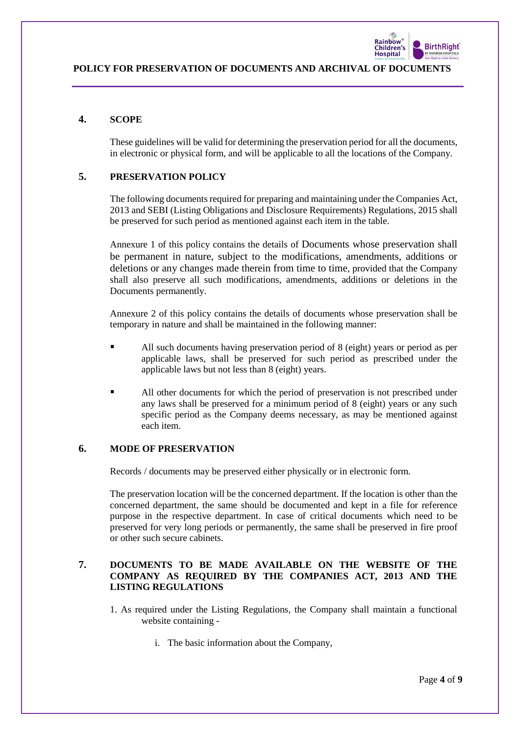## 4. SCOPE

These guidelines will be valid for determining the preservation period for all the documents, in electronic or physical form, and will be applicable to all the locations of the Company.

## 5. PRESERVATION POLICY

The following documents required for preparing and maintaining under the Companies Act, 2013 and SEBI (Listing Obligations and Disclosure Requirements) Regulations, 2015 shall be preserved for such period as mentioned against each item in the table.

Annexure 1 of this policy contains the details of Documents whose preservation shall be permanent in nature, subject to the modifications, amendments, additions or deletions or any changes made therein from time to time, provided that the Company shall also preserve all such modifications, amendments, additions or deletions in the Documents permanently.

Annexure 2 of this policy contains the details of documents whose preservation shall be temporary in nature and shall be maintained in the following manner:

- All such documents having preservation period of 8 (eight) years or period as per applicable laws, shall be preserved for such period as prescribed under the applicable laws but not less than 8 (eight) years.

- All other documents for which the period of preservation is not prescribed under any laws shall be preserved for a minimum period of 8 (eight) years or any such specific period as the Company deems necessary, as may be mentioned against each item.

## 6. MODE OF PRESERVATION

Records / documents may be preserved either physically or in electronic form.

The preservation location will be the concerned department. If the location is other than the concerned department, the same should be documented and kept in a file for reference purpose in the respective department. In case of critical documents which need to be preserved for very long periods or permanently, the same shall be preserved in fire proof or other such secure cabinets.

## 7. DOCUMENTS TO BE MADE AVAILABLE ON THE WEBSITE OF THE COMPANY AS REQUIRED BY THE COMPANIES ACT, 2013 AND THE LISTING REGULATIONS

1. As required under the Listing Regulations, the Company shall maintain a functional website containing -

    i. The basic information about the Company,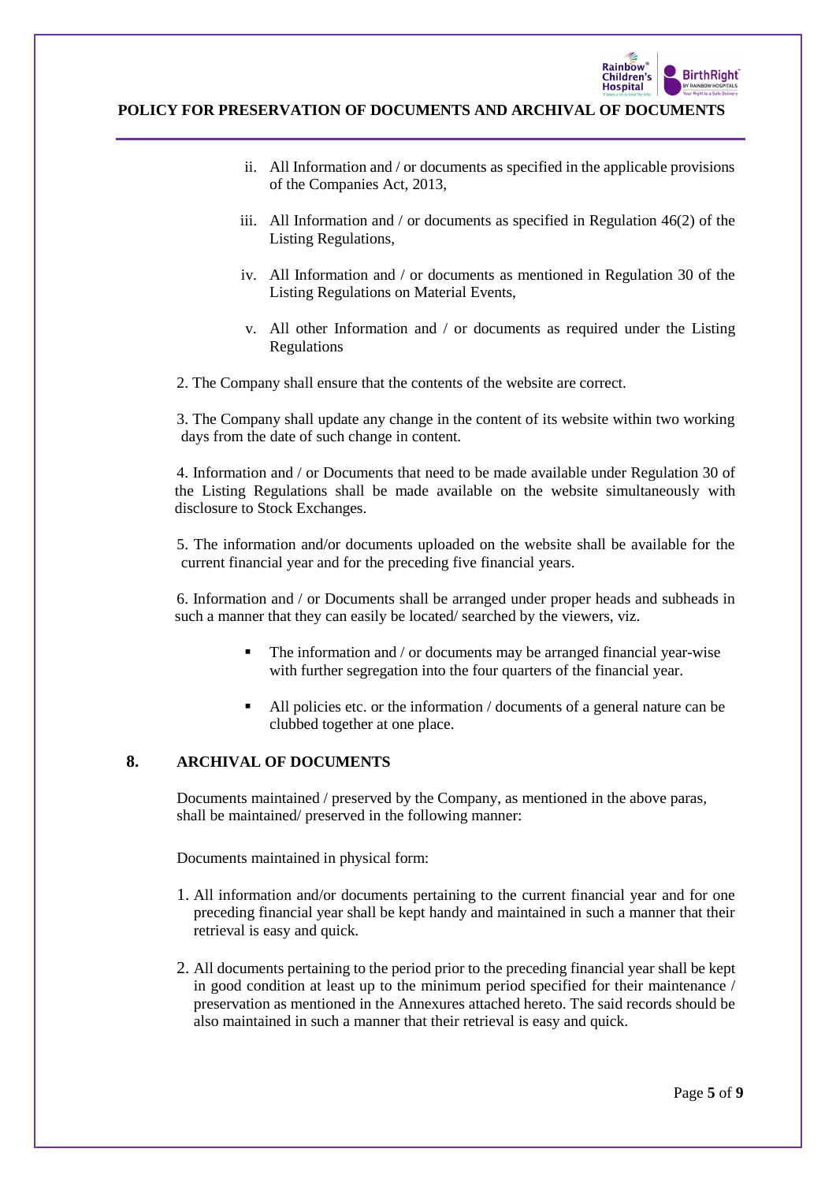ii. All Information and / or documents as specified in the applicable provisions of the Companies Act, 2013,

iii. All Information and / or documents as specified in Regulation 46(2) of the Listing Regulations,

iv. All Information and / or documents as mentioned in Regulation 30 of the Listing Regulations on Material Events,

v. All other Information and / or documents as required under the Listing Regulations

2. The Company shall ensure that the contents of the website are correct.

3. The Company shall update any change in the content of its website within two working days from the date of such change in content.

4. Information and / or Documents that need to be made available under Regulation 30 of the Listing Regulations shall be made available on the website simultaneously with disclosure to Stock Exchanges.

5. The information and/or documents uploaded on the website shall be available for the current financial year and for the preceding five financial years.

6. Information and / or Documents shall be arranged under proper heads and subheads in such a manner that they can easily be located/ searched by the viewers, viz.

- The information and / or documents may be arranged financial year-wise with further segregation into the four quarters of the financial year.
- All policies etc. or the information / documents of a general nature can be clubbed together at one place.

## 8. ARCHIVAL OF DOCUMENTS

Documents maintained / preserved by the Company, as mentioned in the above paras, shall be maintained/ preserved in the following manner:

Documents maintained in physical form:

1. All information and/or documents pertaining to the current financial year and for one preceding financial year shall be kept handy and maintained in such a manner that their retrieval is easy and quick.

2. All documents pertaining to the period prior to the preceding financial year shall be kept in good condition at least up to the minimum period specified for their maintenance / preservation as mentioned in the Annexures attached hereto. The said records should be also maintained in such a manner that their retrieval is easy and quick.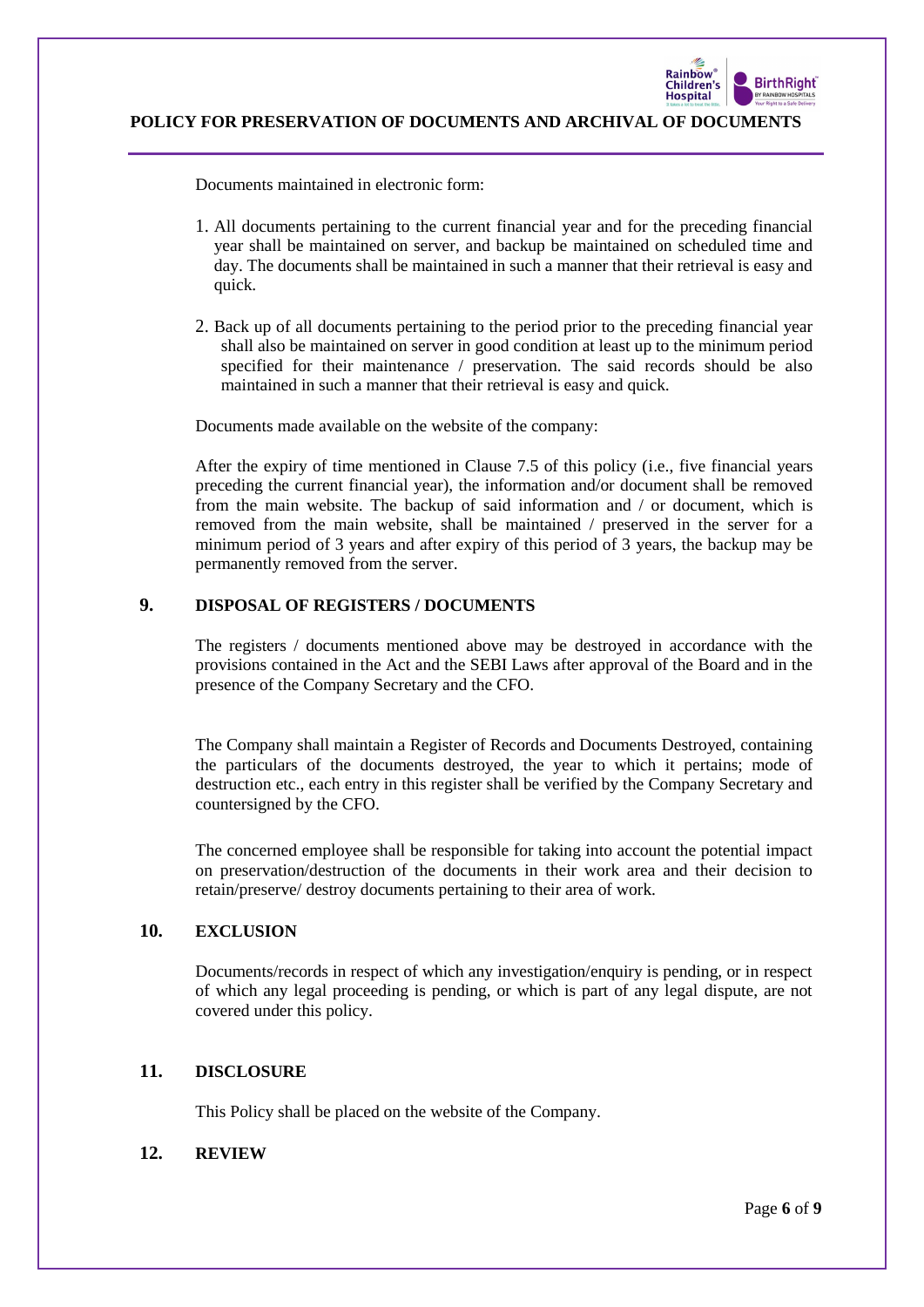Documents maintained in electronic form:

1. All documents pertaining to the current financial year and for the preceding financial year shall be maintained on server, and backup be maintained on scheduled time and day. The documents shall be maintained in such a manner that their retrieval is easy and quick.

2. Back up of all documents pertaining to the period prior to the preceding financial year shall also be maintained on server in good condition at least up to the minimum period specified for their maintenance / preservation. The said records should be also maintained in such a manner that their retrieval is easy and quick.

Documents made available on the website of the company:

After the expiry of time mentioned in Clause 7.5 of this policy (i.e., five financial years preceding the current financial year), the information and/or document shall be removed from the main website. The backup of said information and / or document, which is removed from the main website, shall be maintained / preserved in the server for a minimum period of 3 years and after expiry of this period of 3 years, the backup may be permanently removed from the server.

## 9. DISPOSAL OF REGISTERS / DOCUMENTS

The registers / documents mentioned above may be destroyed in accordance with the provisions contained in the Act and the SEBI Laws after approval of the Board and in the presence of the Company Secretary and the CFO.

The Company shall maintain a Register of Records and Documents Destroyed, containing the particulars of the documents destroyed, the year to which it pertains; mode of destruction etc., each entry in this register shall be verified by the Company Secretary and countersigned by the CFO.

The concerned employee shall be responsible for taking into account the potential impact on preservation/destruction of the documents in their work area and their decision to retain/preserve/ destroy documents pertaining to their area of work.

## 10. EXCLUSION

Documents/records in respect of which any investigation/enquiry is pending, or in respect of which any legal proceeding is pending, or which is part of any legal dispute, are not covered under this policy.

## 11. DISCLOSURE

This Policy shall be placed on the website of the Company.

## 12. REVIEW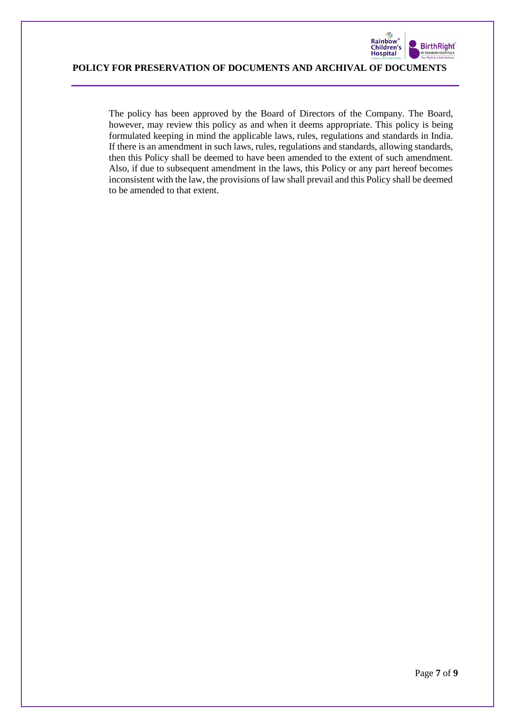The policy has been approved by the Board of Directors of the Company. The Board, however, may review this policy as and when it deems appropriate. This policy is being formulated keeping in mind the applicable laws, rules, regulations and standards in India. If there is an amendment in such laws, rules, regulations and standards, allowing standards, then this Policy shall be deemed to have been amended to the extent of such amendment. Also, if due to subsequent amendment in the laws, this Policy or any part hereof becomes inconsistent with the law, the provisions of law shall prevail and this Policy shall be deemed to be amended to that extent.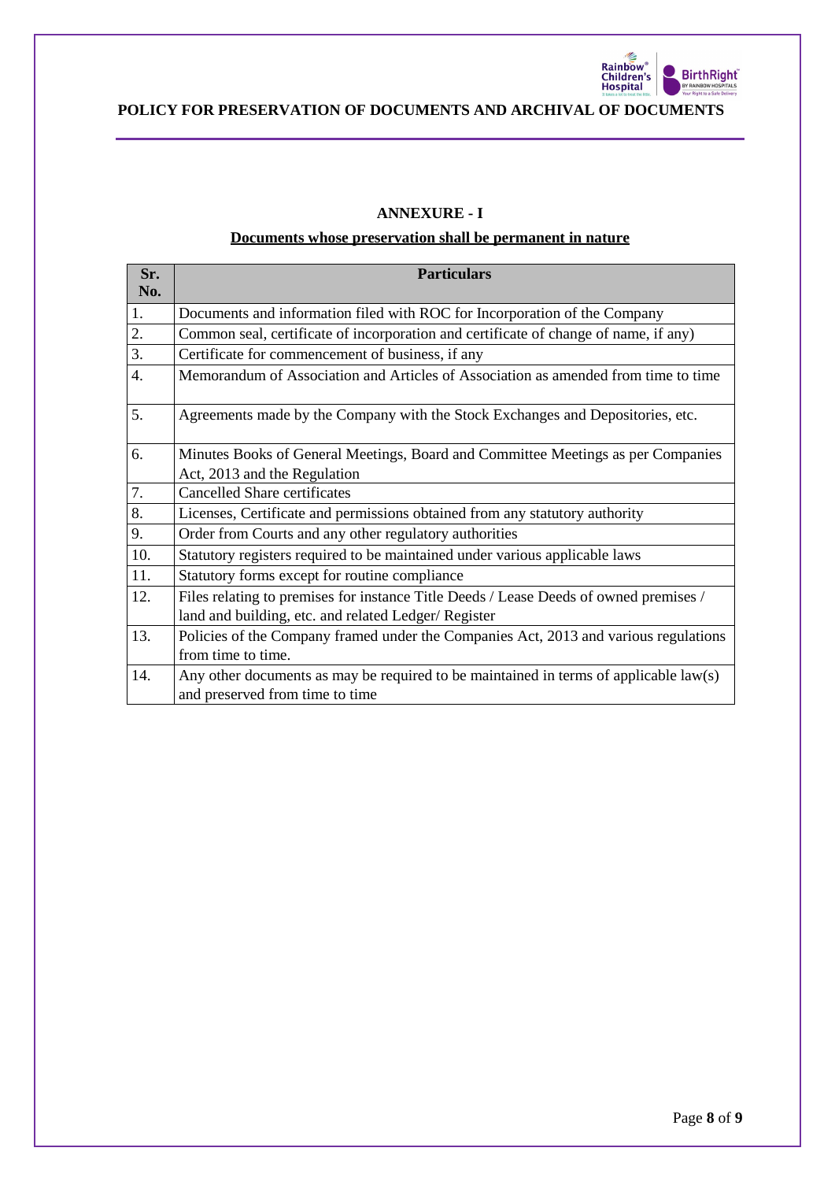## ANNEXURE - I

**Documents whose preservation shall be permanent in nature**

| Sr. No. | Particulars |
|---|---|
| 1. | Documents and information filed with ROC for Incorporation of the Company |
| 2. | Common seal, certificate of incorporation and certificate of change of name, if any) |
| 3. | Certificate for commencement of business, if any |
| 4. | Memorandum of Association and Articles of Association as amended from time to time |
| 5. | Agreements made by the Company with the Stock Exchanges and Depositories, etc. |
| 6. | Minutes Books of General Meetings, Board and Committee Meetings as per Companies Act, 2013 and the Regulation |
| 7. | Cancelled Share certificates |
| 8. | Licenses, Certificate and permissions obtained from any statutory authority |
| 9. | Order from Courts and any other regulatory authorities |
| 10. | Statutory registers required to be maintained under various applicable laws |
| 11. | Statutory forms except for routine compliance |
| 12. | Files relating to premises for instance Title Deeds / Lease Deeds of owned premises / land and building, etc. and related Ledger/ Register |
| 13. | Policies of the Company framed under the Companies Act, 2013 and various regulations from time to time. |
| 14. | Any other documents as may be required to be maintained in terms of applicable law(s) and preserved from time to time |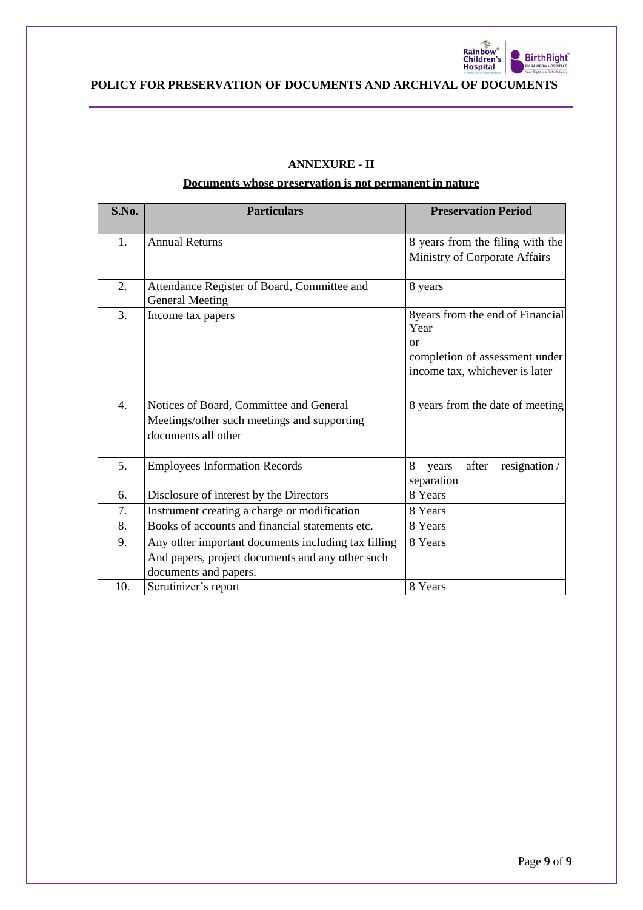## ANNEXURE - II

**Documents whose preservation is not permanent in nature**

| S.No. | Particulars | Preservation Period |
|---|---|---|
| 1. | Annual Returns | 8 years from the filing with the Ministry of Corporate Affairs |
| 2. | Attendance Register of Board, Committee and General Meeting | 8 years |
| 3. | Income tax papers | 8years from the end of Financial Year or completion of assessment under income tax, whichever is later |
| 4. | Notices of Board, Committee and General Meetings/other such meetings and supporting documents all other | 8 years from the date of meeting |
| 5. | Employees Information Records | 8 years after resignation / separation |
| 6. | Disclosure of interest by the Directors | 8 Years |
| 7. | Instrument creating a charge or modification | 8 Years |
| 8. | Books of accounts and financial statements etc. | 8 Years |
| 9. | Any other important documents including tax filling And papers, project documents and any other such documents and papers. | 8 Years |
| 10. | Scrutinizer's report | 8 Years |